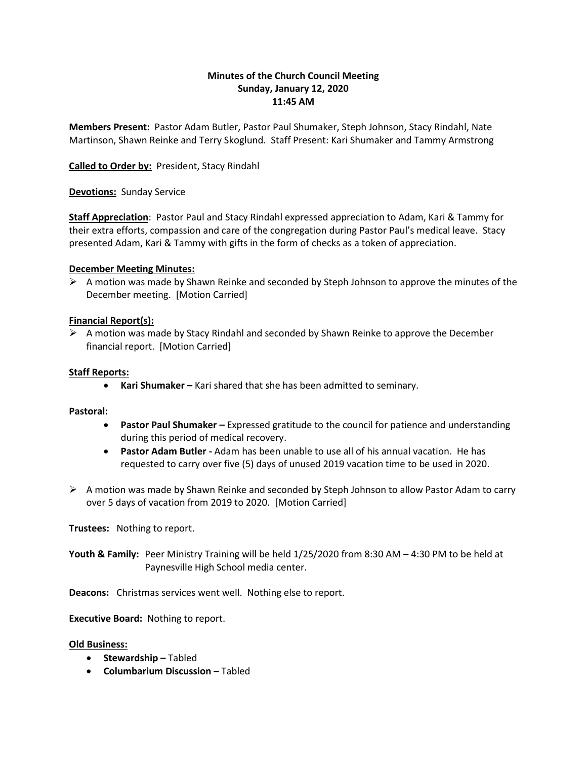**Minutes of the Church Council Meeting**
**Sunday, January 12, 2020**
**11:45 AM**

**Members Present:** Pastor Adam Butler, Pastor Paul Shumaker, Steph Johnson, Stacy Rindahl, Nate Martinson, Shawn Reinke and Terry Skoglund. Staff Present: Kari Shumaker and Tammy Armstrong

**Called to Order by:** President, Stacy Rindahl

**Devotions:** Sunday Service

**Staff Appreciation**: Pastor Paul and Stacy Rindahl expressed appreciation to Adam, Kari & Tammy for their extra efforts, compassion and care of the congregation during Pastor Paul's medical leave. Stacy presented Adam, Kari & Tammy with gifts in the form of checks as a token of appreciation.

**December Meeting Minutes:**

- A motion was made by Shawn Reinke and seconded by Steph Johnson to approve the minutes of the December meeting. [Motion Carried]

**Financial Report(s):**

- A motion was made by Stacy Rindahl and seconded by Shawn Reinke to approve the December financial report. [Motion Carried]

**Staff Reports:**

- **Kari Shumaker –** Kari shared that she has been admitted to seminary.

**Pastoral:**

- **Pastor Paul Shumaker –** Expressed gratitude to the council for patience and understanding during this period of medical recovery.
- **Pastor Adam Butler -** Adam has been unable to use all of his annual vacation. He has requested to carry over five (5) days of unused 2019 vacation time to be used in 2020.

- A motion was made by Shawn Reinke and seconded by Steph Johnson to allow Pastor Adam to carry over 5 days of vacation from 2019 to 2020. [Motion Carried]

**Trustees:** Nothing to report.

**Youth & Family:** Peer Ministry Training will be held 1/25/2020 from 8:30 AM – 4:30 PM to be held at Paynesville High School media center.

**Deacons:** Christmas services went well. Nothing else to report.

**Executive Board:** Nothing to report.

**Old Business:**

- **Stewardship –** Tabled
- **Columbarium Discussion –** Tabled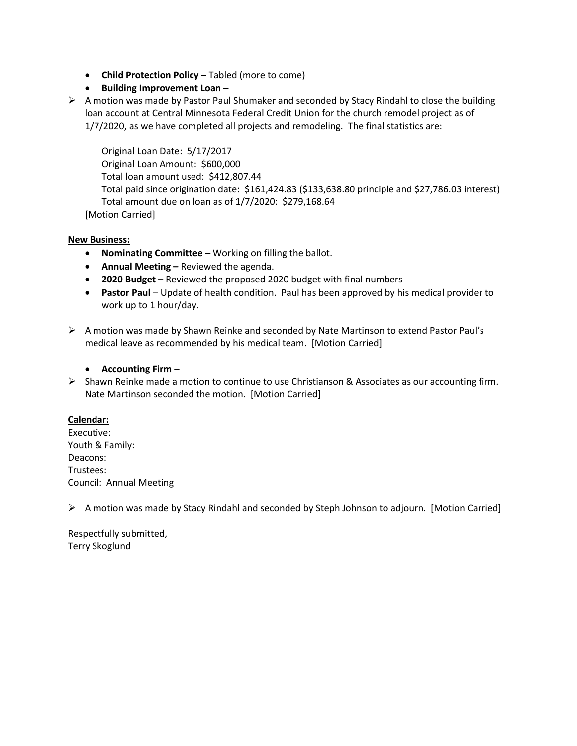- **Child Protection Policy –** Tabled (more to come)
- **Building Improvement Loan –**

➢ A motion was made by Pastor Paul Shumaker and seconded by Stacy Rindahl to close the building loan account at Central Minnesota Federal Credit Union for the church remodel project as of 1/7/2020, as we have completed all projects and remodeling. The final statistics are:

Original Loan Date: 5/17/2017
Original Loan Amount: $600,000
Total loan amount used: $412,807.44
Total paid since origination date: $161,424.83 ($133,638.80 principle and $27,786.03 interest)
Total amount due on loan as of 1/7/2020: $279,168.64
[Motion Carried]

**New Business:**

- **Nominating Committee –** Working on filling the ballot.
- **Annual Meeting –** Reviewed the agenda.
- **2020 Budget –** Reviewed the proposed 2020 budget with final numbers
- **Pastor Paul** – Update of health condition. Paul has been approved by his medical provider to work up to 1 hour/day.

➢ A motion was made by Shawn Reinke and seconded by Nate Martinson to extend Pastor Paul's medical leave as recommended by his medical team. [Motion Carried]

- **Accounting Firm** –

➢ Shawn Reinke made a motion to continue to use Christianson & Associates as our accounting firm. Nate Martinson seconded the motion. [Motion Carried]

**Calendar:**
Executive:
Youth & Family:
Deacons:
Trustees:
Council: Annual Meeting

➢ A motion was made by Stacy Rindahl and seconded by Steph Johnson to adjourn. [Motion Carried]

Respectfully submitted,
Terry Skoglund